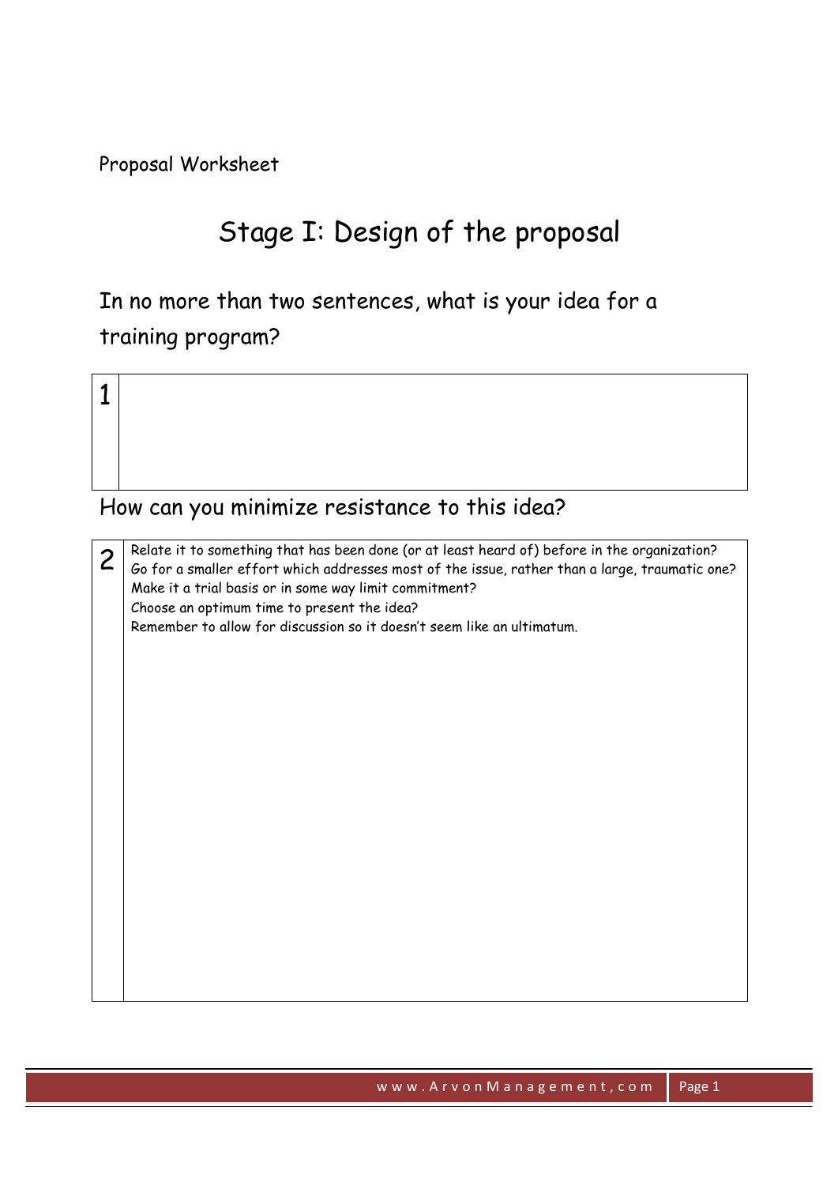Proposal Worksheet

# Stage I: Design of the proposal

## In no more than two sentences, what is your idea for a training program?

| 1 | |
|---|---|

## How can you minimize resistance to this idea?

| 2 | Relate it to something that has been done (or at least heard of) before in the organization?<br>Go for a smaller effort which addresses most of the issue, rather than a large, traumatic one?<br>Make it a trial basis or in some way limit commitment?<br>Choose an optimum time to present the idea?<br>Remember to allow for discussion so it doesn't seem like an ultimatum. |
|---|---|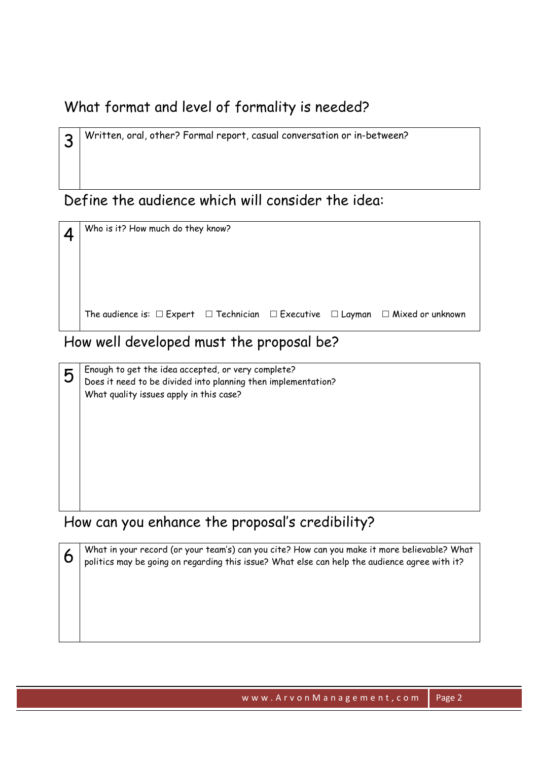## What format and level of formality is needed?

| 3 | Written, oral, other? Formal report, casual conversation or in-between? |
|---|---|

## Define the audience which will consider the idea:

| 4 | Who is it? How much do they know?<br><br>The audience is: ☐ Expert ☐ Technician ☐ Executive ☐ Layman ☐ Mixed or unknown |
|---|---|

## How well developed must the proposal be?

| 5 | Enough to get the idea accepted, or very complete?<br>Does it need to be divided into planning then implementation?<br>What quality issues apply in this case? |
|---|---|

## How can you enhance the proposal's credibility?

| 6 | What in your record (or your team's) can you cite? How can you make it more believable? What politics may be going on regarding this issue? What else can help the audience agree with it? |
|---|---|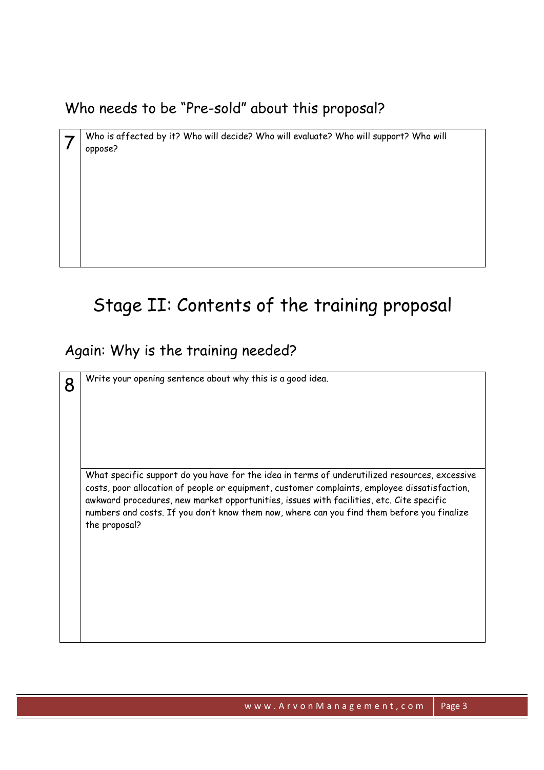## Who needs to be "Pre-sold" about this proposal?

| | |
|---|---|
| 7 | Who is affected by it? Who will decide? Who will evaluate? Who will support? Who will oppose? |

# Stage II: Contents of the training proposal

## Again: Why is the training needed?

| | |
|---|---|
| 8 | Write your opening sentence about why this is a good idea. |
| | What specific support do you have for the idea in terms of underutilized resources, excessive costs, poor allocation of people or equipment, customer complaints, employee dissatisfaction, awkward procedures, new market opportunities, issues with facilities, etc. Cite specific numbers and costs. If you don't know them now, where can you find them before you finalize the proposal? |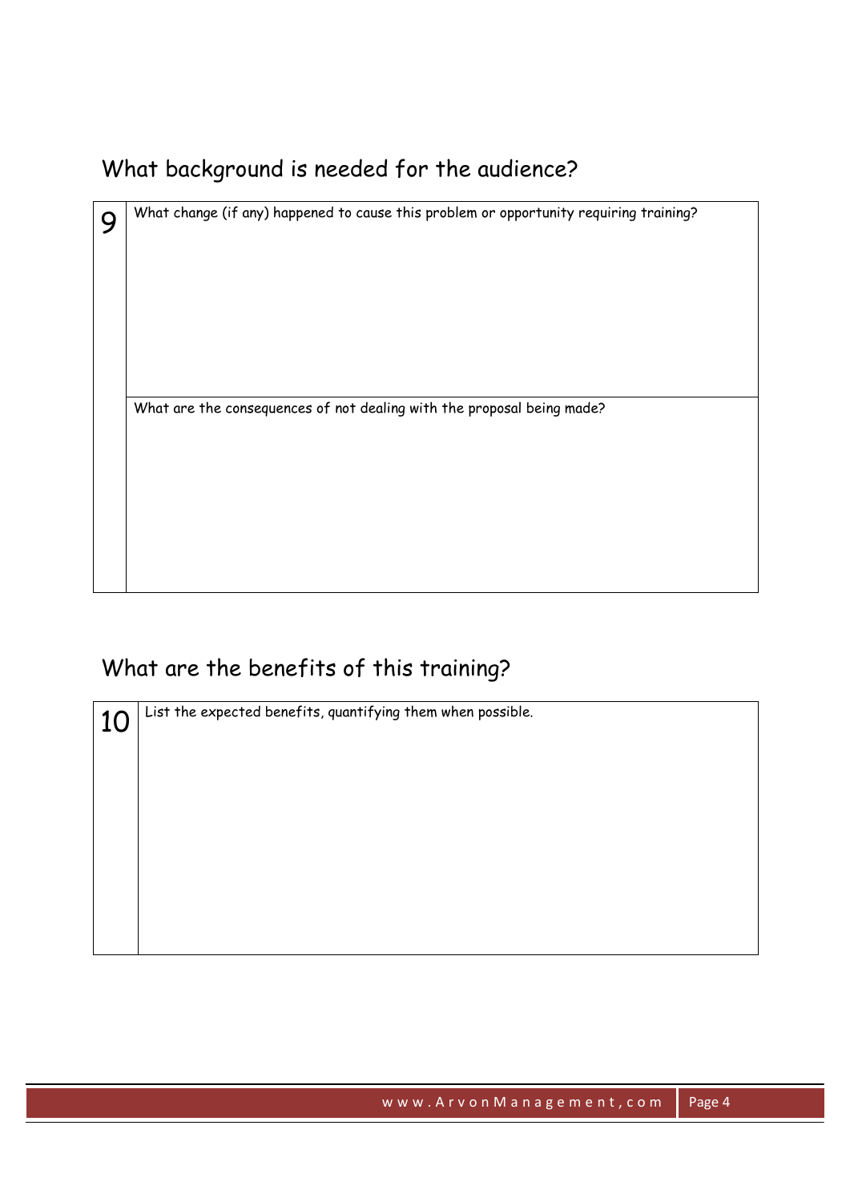## What background is needed for the audience?

| 9 | What change (if any) happened to cause this problem or opportunity requiring training? |
|---|---|
| | What are the consequences of not dealing with the proposal being made? |

## What are the benefits of this training?

| 10 | List the expected benefits, quantifying them when possible. |
|---|---|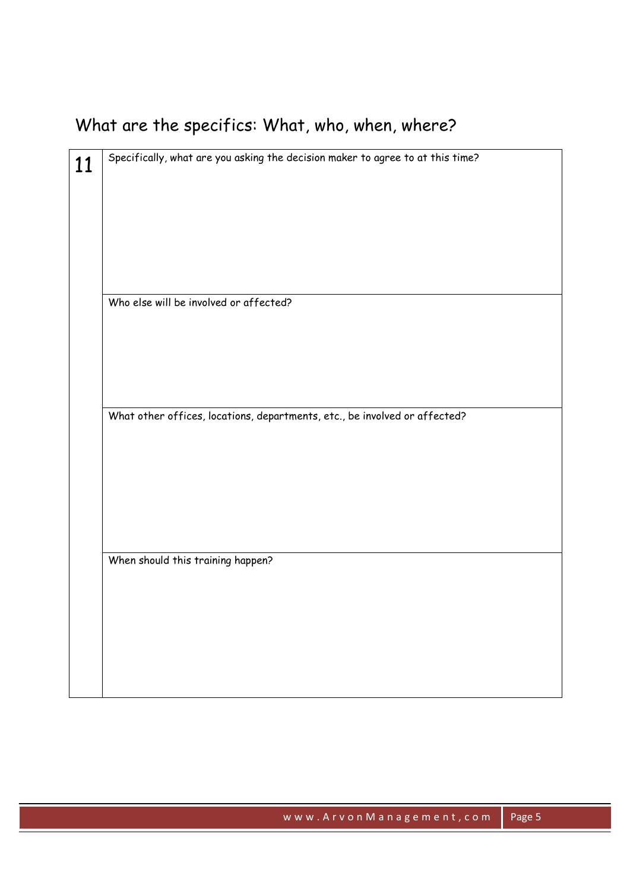## What are the specifics: What, who, when, where?

| 11 | Specifically, what are you asking the decision maker to agree to at this time? |
|---|---|
| | Who else will be involved or affected? |
| | What other offices, locations, departments, etc., be involved or affected? |
| | When should this training happen? |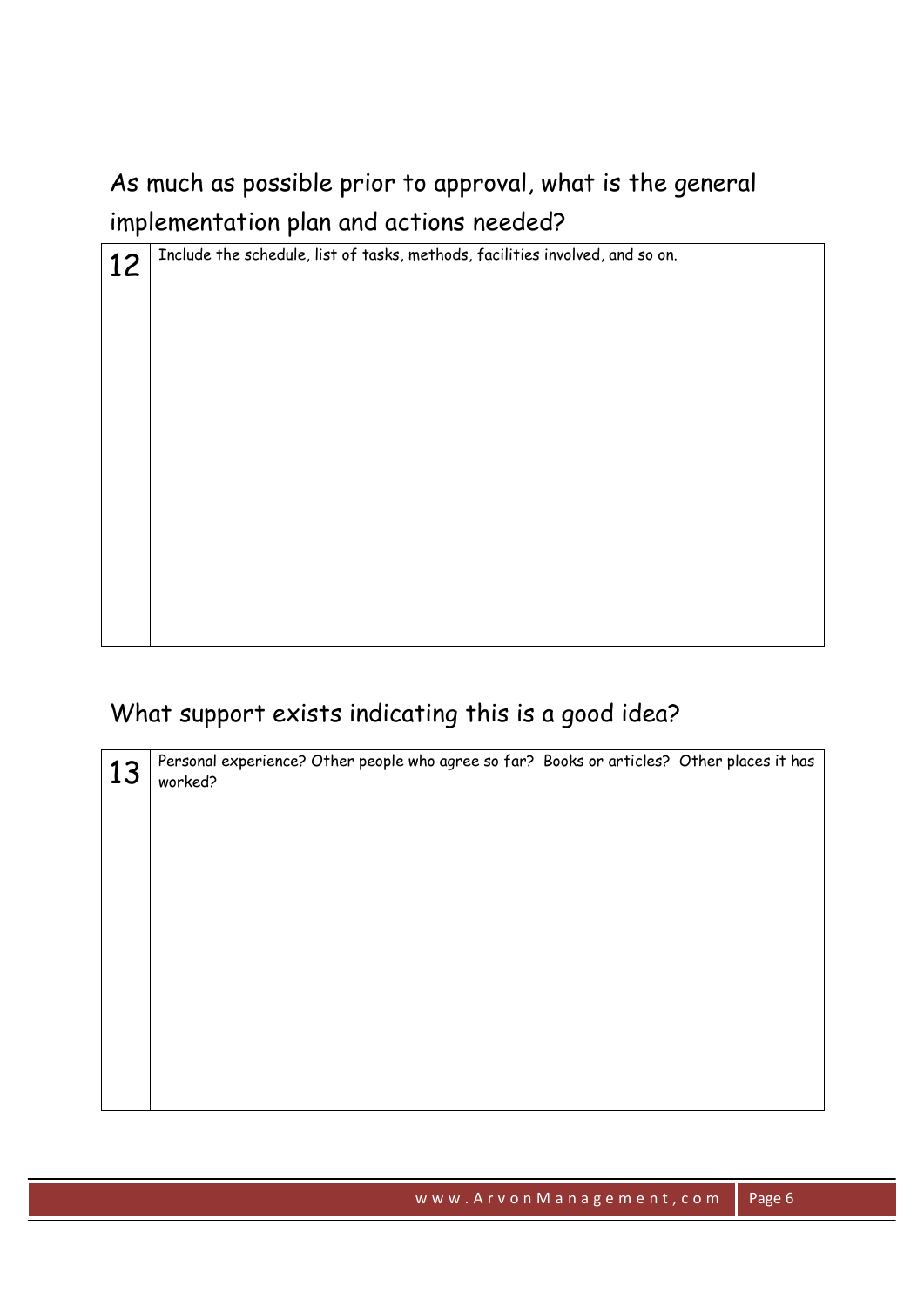## As much as possible prior to approval, what is the general implementation plan and actions needed?

| 12 | Include the schedule, list of tasks, methods, facilities involved, and so on. |
| --- | --- |

## What support exists indicating this is a good idea?

| 13 | Personal experience? Other people who agree so far? Books or articles? Other places it has worked? |
| --- | --- |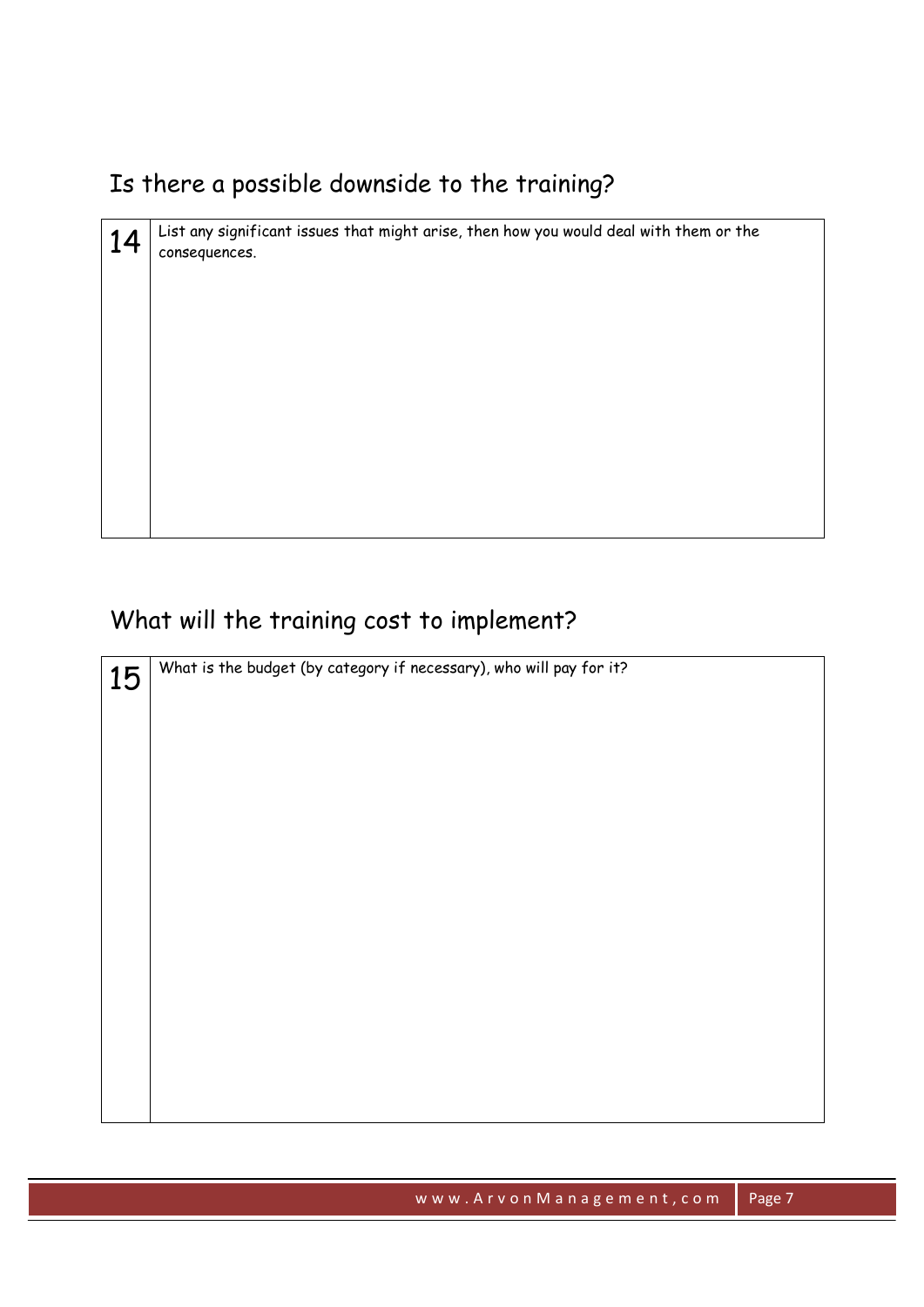## Is there a possible downside to the training?

| 14 | List any significant issues that might arise, then how you would deal with them or the consequences. |
|---|---|

## What will the training cost to implement?

| 15 | What is the budget (by category if necessary), who will pay for it? |
|---|---|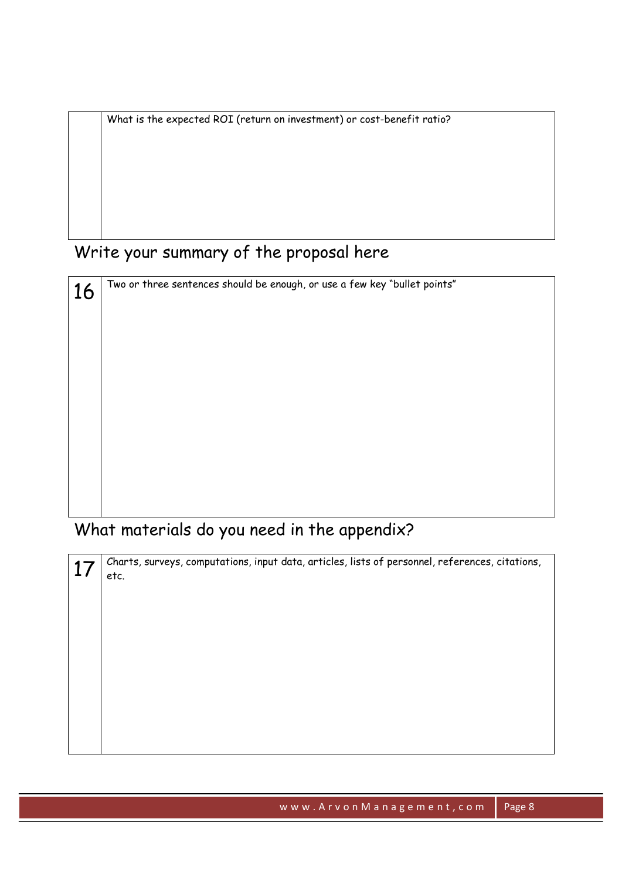| | What is the expected ROI (return on investment) or cost-benefit ratio? |
|---|---|

## Write your summary of the proposal here

| | |
|---|---|
| 16 | Two or three sentences should be enough, or use a few key "bullet points" |

## What materials do you need in the appendix?

| | |
|---|---|
| 17 | Charts, surveys, computations, input data, articles, lists of personnel, references, citations, etc. |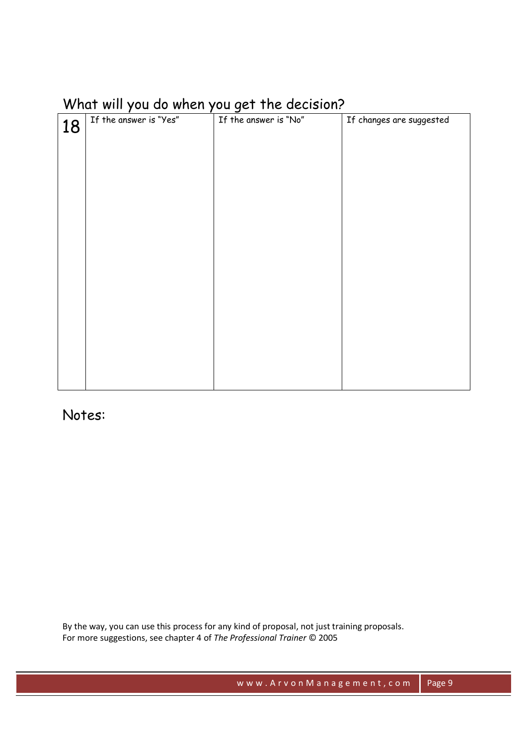## What will you do when you get the decision?

| | | | |
|---|---|---|---|
| 18 | If the answer is "Yes" | If the answer is "No" | If changes are suggested |

## Notes:

By the way, you can use this process for any kind of proposal, not just training proposals.
For more suggestions, see chapter 4 of *The Professional Trainer* © 2005